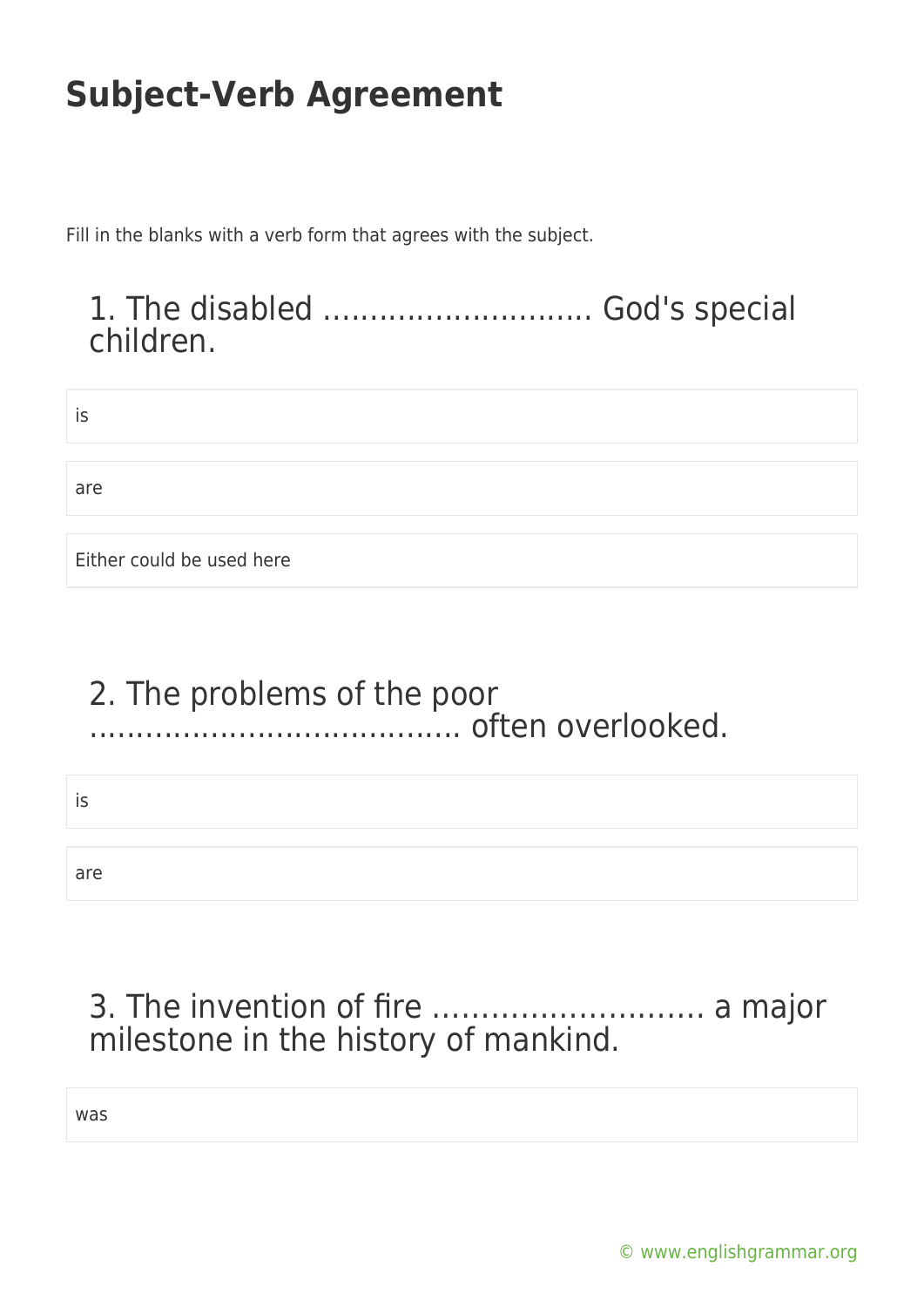# Subject-Verb Agreement

Fill in the blanks with a verb form that agrees with the subject.

## 1. The disabled ............................ God's special children.

- is
- are
- Either could be used here

## 2. The problems of the poor ....................................... often overlooked.

- is
- are

## 3. The invention of fire ............................ a major milestone in the history of mankind.

- was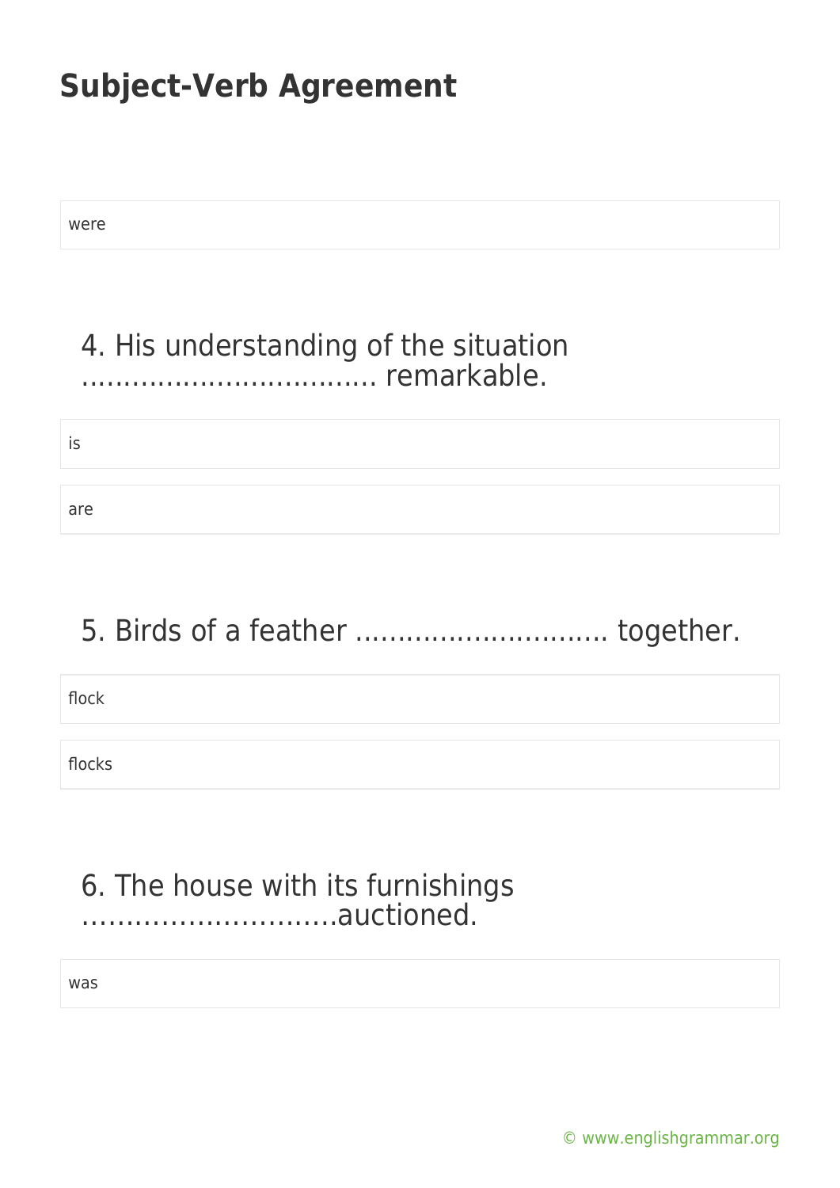## Subject-Verb Agreement

were

4. His understanding of the situation ……………………………. remarkable.

is

are

5. Birds of a feather ……………………….. together.

flock

flocks

6. The house with its furnishings ………………………..auctioned.

was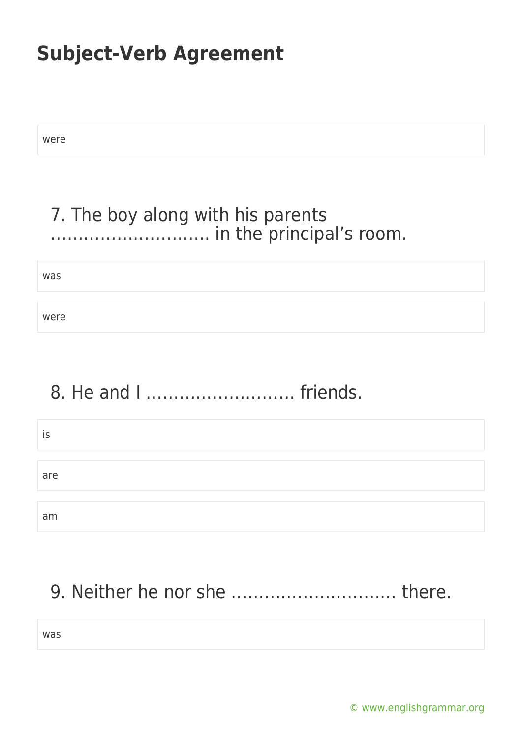were

7. The boy along with his parents ……………………….. in the principal's room.

was

were

8. He and I ……………………… friends.

is

are

am

9. Neither he nor she ……………………….. there.

was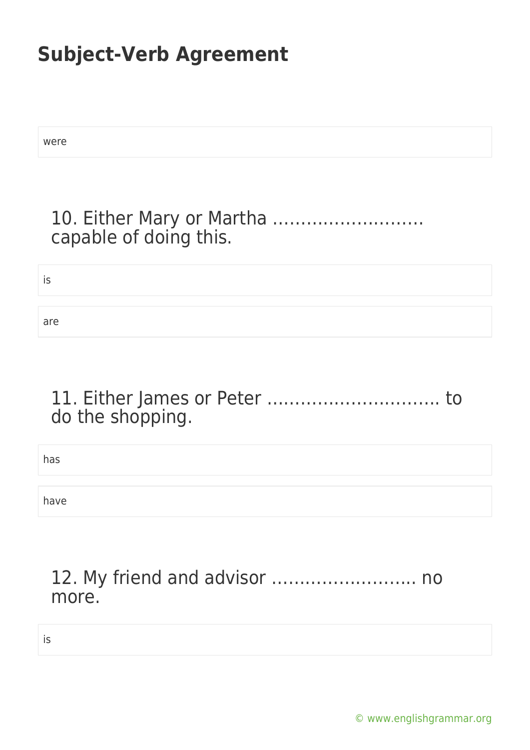were

10. Either Mary or Martha ……………………… capable of doing this.

is

are

11. Either James or Peter ………………………….. to do the shopping.

has

have

12. My friend and advisor …………………….. no more.

is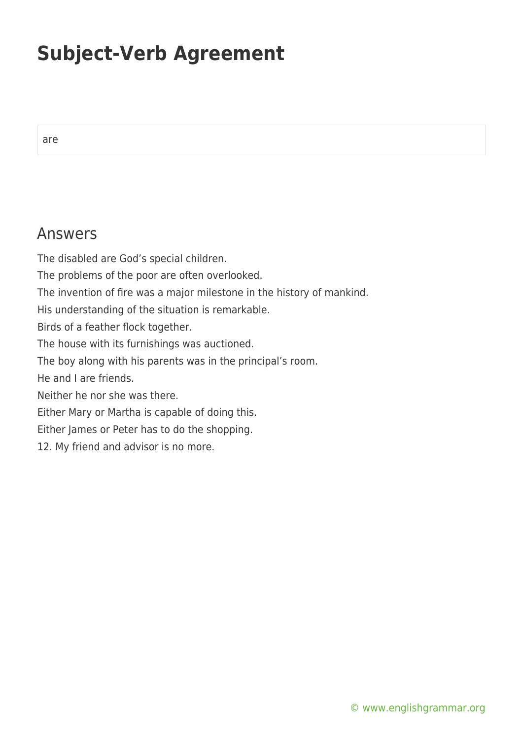# Subject-Verb Agreement

are

## Answers

The disabled are God's special children.

The problems of the poor are often overlooked.

The invention of fire was a major milestone in the history of mankind.

His understanding of the situation is remarkable.

Birds of a feather flock together.

The house with its furnishings was auctioned.

The boy along with his parents was in the principal's room.

He and I are friends.

Neither he nor she was there.

Either Mary or Martha is capable of doing this.

Either James or Peter has to do the shopping.

12. My friend and advisor is no more.